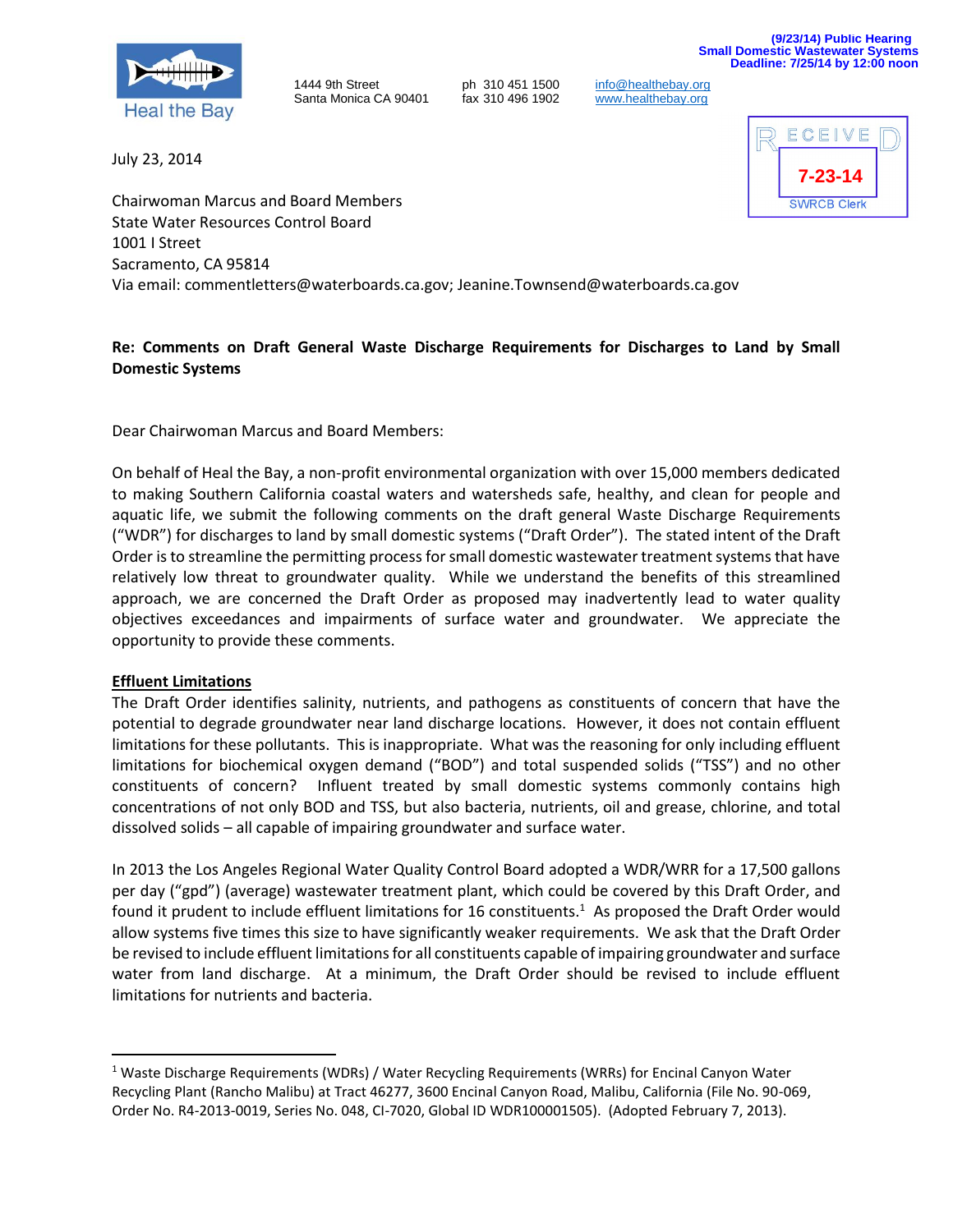(9/23/14) Public Hearing
Small Domestic Wastewater Systems
Deadline: 7/25/14 by 12:00 noon

Heal the Bay

1444 9th Street
Santa Monica CA 90401

ph 310 451 1500
fax 310 496 1902

info@healthebay.org
www.healthebay.org

RECEIVED
7-23-14
SWRCB Clerk

July 23, 2014

Chairwoman Marcus and Board Members
State Water Resources Control Board
1001 I Street
Sacramento, CA 95814
Via email: commentletters@waterboards.ca.gov; Jeanine.Townsend@waterboards.ca.gov

**Re: Comments on Draft General Waste Discharge Requirements for Discharges to Land by Small Domestic Systems**

Dear Chairwoman Marcus and Board Members:

On behalf of Heal the Bay, a non-profit environmental organization with over 15,000 members dedicated to making Southern California coastal waters and watersheds safe, healthy, and clean for people and aquatic life, we submit the following comments on the draft general Waste Discharge Requirements ("WDR") for discharges to land by small domestic systems ("Draft Order"). The stated intent of the Draft Order is to streamline the permitting process for small domestic wastewater treatment systems that have relatively low threat to groundwater quality. While we understand the benefits of this streamlined approach, we are concerned the Draft Order as proposed may inadvertently lead to water quality objectives exceedances and impairments of surface water and groundwater. We appreciate the opportunity to provide these comments.

**Effluent Limitations**

The Draft Order identifies salinity, nutrients, and pathogens as constituents of concern that have the potential to degrade groundwater near land discharge locations. However, it does not contain effluent limitations for these pollutants. This is inappropriate. What was the reasoning for only including effluent limitations for biochemical oxygen demand ("BOD") and total suspended solids ("TSS") and no other constituents of concern? Influent treated by small domestic systems commonly contains high concentrations of not only BOD and TSS, but also bacteria, nutrients, oil and grease, chlorine, and total dissolved solids – all capable of impairing groundwater and surface water.

In 2013 the Los Angeles Regional Water Quality Control Board adopted a WDR/WRR for a 17,500 gallons per day ("gpd") (average) wastewater treatment plant, which could be covered by this Draft Order, and found it prudent to include effluent limitations for 16 constituents.[1] As proposed the Draft Order would allow systems five times this size to have significantly weaker requirements. We ask that the Draft Order be revised to include effluent limitations for all constituents capable of impairing groundwater and surface water from land discharge. At a minimum, the Draft Order should be revised to include effluent limitations for nutrients and bacteria.

---

[1] Waste Discharge Requirements (WDRs) / Water Recycling Requirements (WRRs) for Encinal Canyon Water Recycling Plant (Rancho Malibu) at Tract 46277, 3600 Encinal Canyon Road, Malibu, California (File No. 90-069, Order No. R4-2013-0019, Series No. 048, CI-7020, Global ID WDR100001505). (Adopted February 7, 2013).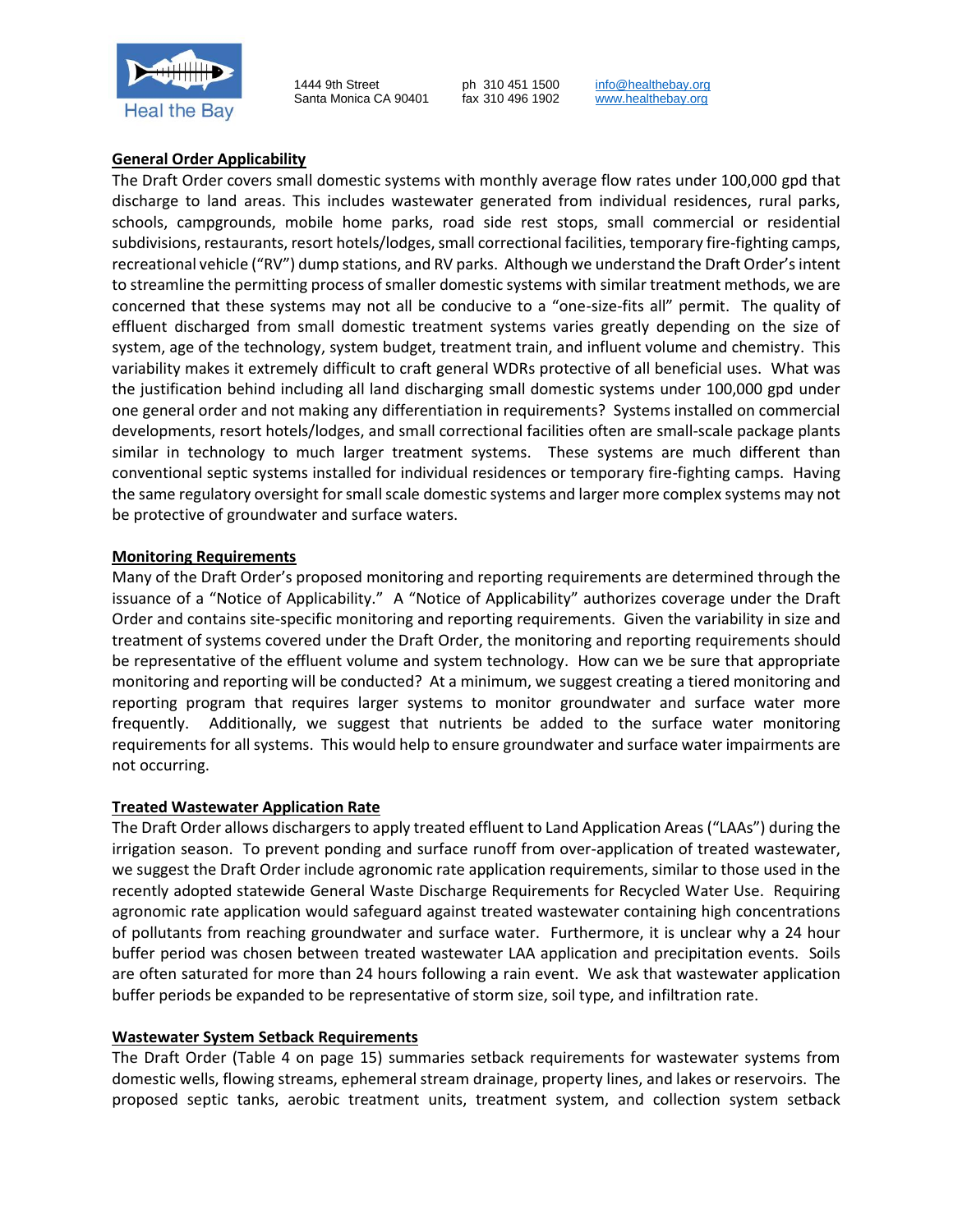**General Order Applicability**

The Draft Order covers small domestic systems with monthly average flow rates under 100,000 gpd that discharge to land areas. This includes wastewater generated from individual residences, rural parks, schools, campgrounds, mobile home parks, road side rest stops, small commercial or residential subdivisions, restaurants, resort hotels/lodges, small correctional facilities, temporary fire-fighting camps, recreational vehicle ("RV") dump stations, and RV parks. Although we understand the Draft Order's intent to streamline the permitting process of smaller domestic systems with similar treatment methods, we are concerned that these systems may not all be conducive to a "one-size-fits all" permit. The quality of effluent discharged from small domestic treatment systems varies greatly depending on the size of system, age of the technology, system budget, treatment train, and influent volume and chemistry. This variability makes it extremely difficult to craft general WDRs protective of all beneficial uses. What was the justification behind including all land discharging small domestic systems under 100,000 gpd under one general order and not making any differentiation in requirements? Systems installed on commercial developments, resort hotels/lodges, and small correctional facilities often are small-scale package plants similar in technology to much larger treatment systems. These systems are much different than conventional septic systems installed for individual residences or temporary fire-fighting camps. Having the same regulatory oversight for small scale domestic systems and larger more complex systems may not be protective of groundwater and surface waters.

**Monitoring Requirements**

Many of the Draft Order's proposed monitoring and reporting requirements are determined through the issuance of a "Notice of Applicability." A "Notice of Applicability" authorizes coverage under the Draft Order and contains site-specific monitoring and reporting requirements. Given the variability in size and treatment of systems covered under the Draft Order, the monitoring and reporting requirements should be representative of the effluent volume and system technology. How can we be sure that appropriate monitoring and reporting will be conducted? At a minimum, we suggest creating a tiered monitoring and reporting program that requires larger systems to monitor groundwater and surface water more frequently. Additionally, we suggest that nutrients be added to the surface water monitoring requirements for all systems. This would help to ensure groundwater and surface water impairments are not occurring.

**Treated Wastewater Application Rate**

The Draft Order allows dischargers to apply treated effluent to Land Application Areas ("LAAs") during the irrigation season. To prevent ponding and surface runoff from over-application of treated wastewater, we suggest the Draft Order include agronomic rate application requirements, similar to those used in the recently adopted statewide General Waste Discharge Requirements for Recycled Water Use. Requiring agronomic rate application would safeguard against treated wastewater containing high concentrations of pollutants from reaching groundwater and surface water. Furthermore, it is unclear why a 24 hour buffer period was chosen between treated wastewater LAA application and precipitation events. Soils are often saturated for more than 24 hours following a rain event. We ask that wastewater application buffer periods be expanded to be representative of storm size, soil type, and infiltration rate.

**Wastewater System Setback Requirements**

The Draft Order (Table 4 on page 15) summaries setback requirements for wastewater systems from domestic wells, flowing streams, ephemeral stream drainage, property lines, and lakes or reservoirs. The proposed septic tanks, aerobic treatment units, treatment system, and collection system setback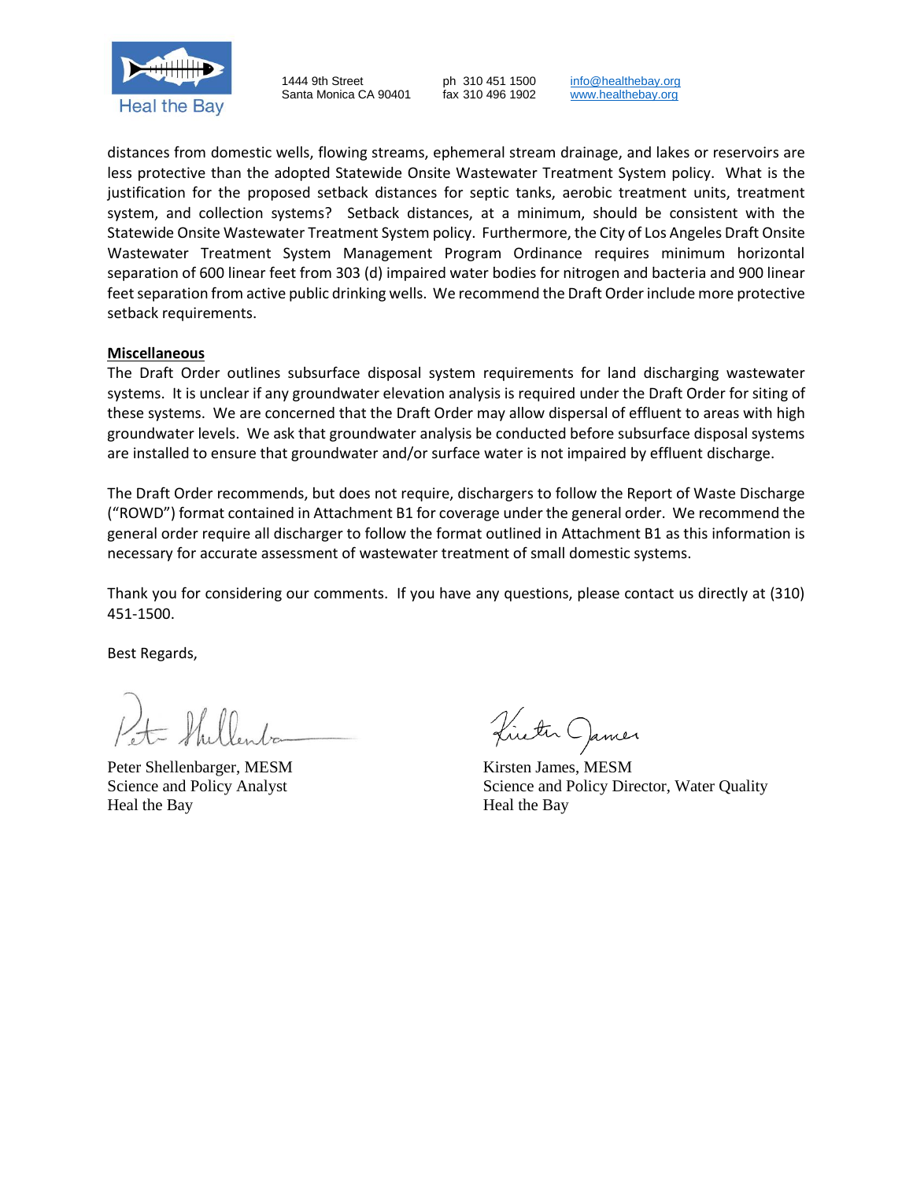distances from domestic wells, flowing streams, ephemeral stream drainage, and lakes or reservoirs are less protective than the adopted Statewide Onsite Wastewater Treatment System policy. What is the justification for the proposed setback distances for septic tanks, aerobic treatment units, treatment system, and collection systems? Setback distances, at a minimum, should be consistent with the Statewide Onsite Wastewater Treatment System policy. Furthermore, the City of Los Angeles Draft Onsite Wastewater Treatment System Management Program Ordinance requires minimum horizontal separation of 600 linear feet from 303 (d) impaired water bodies for nitrogen and bacteria and 900 linear feet separation from active public drinking wells. We recommend the Draft Order include more protective setback requirements.

**Miscellaneous**

The Draft Order outlines subsurface disposal system requirements for land discharging wastewater systems. It is unclear if any groundwater elevation analysis is required under the Draft Order for siting of these systems. We are concerned that the Draft Order may allow dispersal of effluent to areas with high groundwater levels. We ask that groundwater analysis be conducted before subsurface disposal systems are installed to ensure that groundwater and/or surface water is not impaired by effluent discharge.

The Draft Order recommends, but does not require, dischargers to follow the Report of Waste Discharge ("ROWD") format contained in Attachment B1 for coverage under the general order. We recommend the general order require all discharger to follow the format outlined in Attachment B1 as this information is necessary for accurate assessment of wastewater treatment of small domestic systems.

Thank you for considering our comments. If you have any questions, please contact us directly at (310) 451-1500.

Best Regards,

Peter Shellenbarger, MESM
Science and Policy Analyst
Heal the Bay

Kirsten James, MESM
Science and Policy Director, Water Quality
Heal the Bay